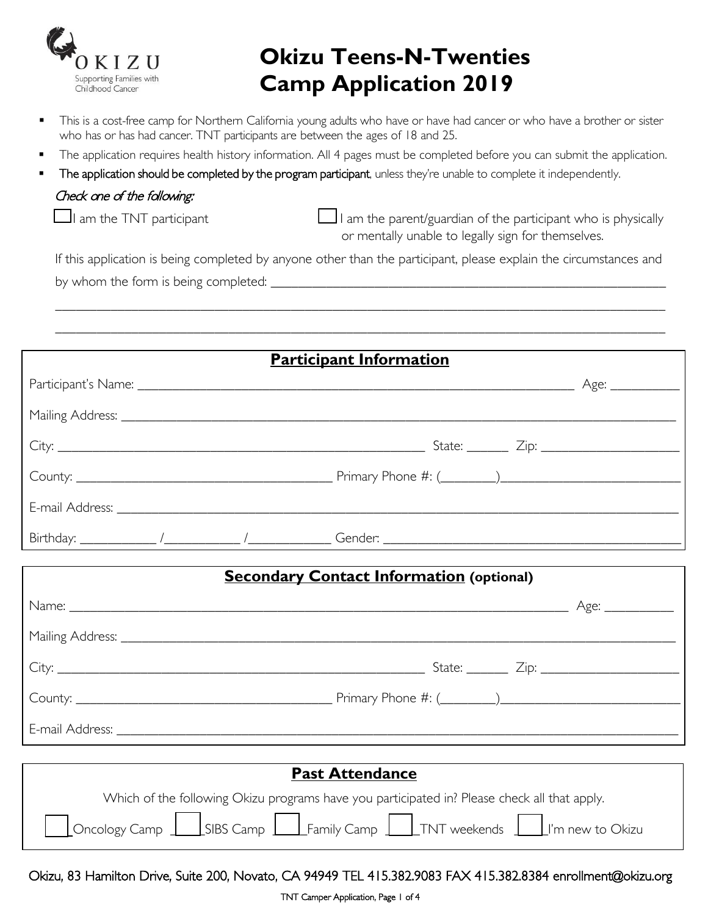OKIZU
Supporting Families with Childhood Cancer

# Okizu Teens-N-Twenties Camp Application 2019

- This is a cost-free camp for Northern California young adults who have or have had cancer or who have a brother or sister who has or has had cancer. TNT participants are between the ages of 18 and 25.
- The application requires health history information. All 4 pages must be completed before you can submit the application.
- **The application should be completed by the program participant**, unless they're unable to complete it independently.

*Check one of the following:*

☐ I am the TNT participant ☐ I am the parent/guardian of the participant who is physically or mentally unable to legally sign for themselves.

If this application is being completed by anyone other than the participant, please explain the circumstances and by whom the form is being completed: ______________________________________________________________

__________________________________________________________________________________________

__________________________________________________________________________________________

## Participant Information

Participant's Name: ______________________________________________________________ Age: __________

Mailing Address: ______________________________________________________________________________

City: ____________________________________________________ State: ______ Zip: ___________________

County: ____________________________________ Primary Phone #: (________)__________________________

E-mail Address: _______________________________________________________________________________

Birthday: ___________ /___________ /___________ Gender: __________________________________________

## Secondary Contact Information (optional)

Name: _______________________________________________________________________ Age: __________

Mailing Address: ______________________________________________________________________________

City: ____________________________________________________ State: ______ Zip: ___________________

County: ____________________________________ Primary Phone #: (________)__________________________

E-mail Address: _______________________________________________________________________________

## Past Attendance

Which of the following Okizu programs have you participated in? Please check all that apply.

☐ Oncology Camp ☐ SIBS Camp ☐ Family Camp ☐ TNT weekends ☐ I'm new to Okizu

Okizu, 83 Hamilton Drive, Suite 200, Novato, CA 94949 TEL 415.382.9083 FAX 415.382.8384 enrollment@okizu.org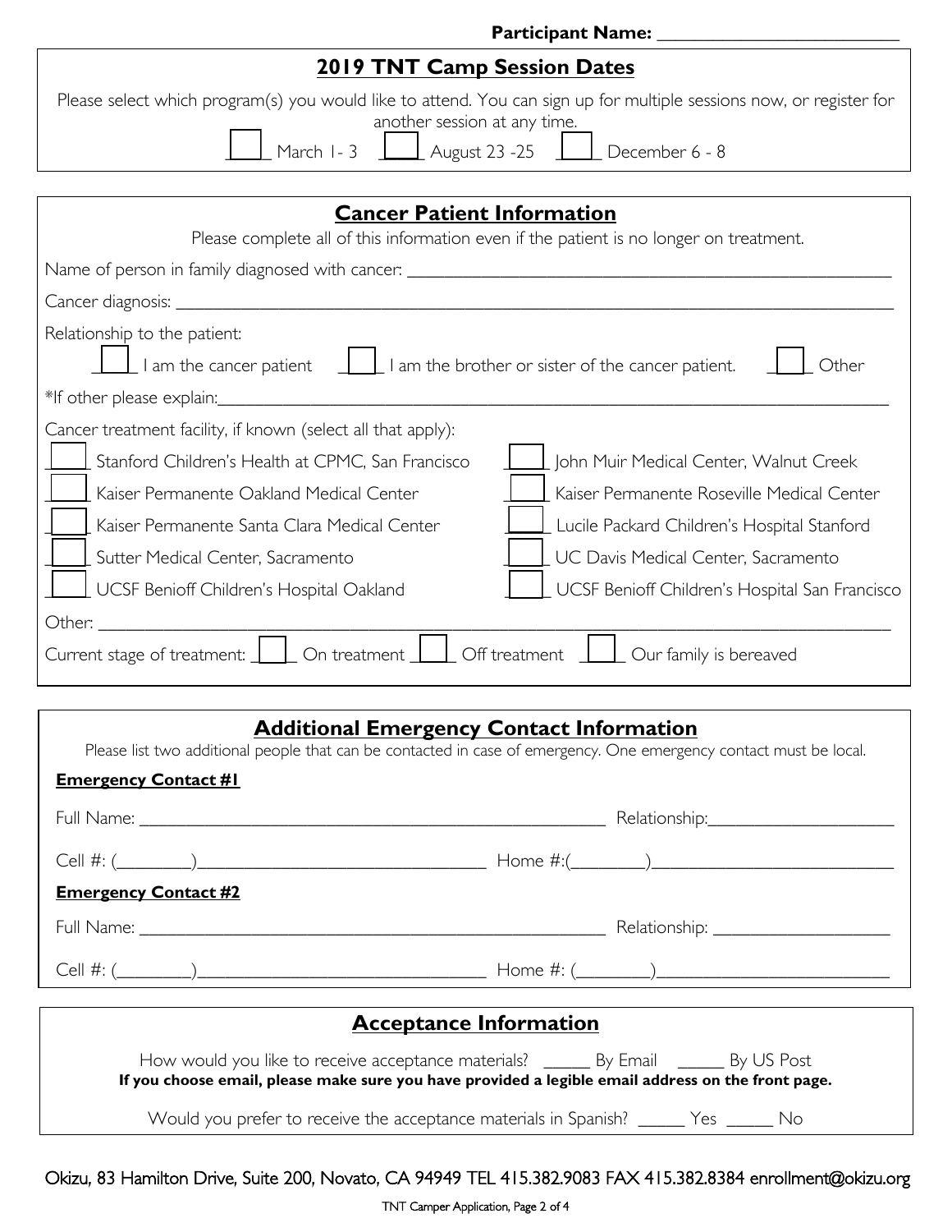**Participant Name:** _________________________

## 2019 TNT Camp Session Dates

Please select which program(s) you would like to attend. You can sign up for multiple sessions now, or register for another session at any time.

☐ March 1- 3 ☐ August 23 -25 ☐ December 6 - 8

## Cancer Patient Information

Please complete all of this information even if the patient is no longer on treatment.

Name of person in family diagnosed with cancer: _______________________________________________

Cancer diagnosis: ______________________________________________________________________

Relationship to the patient:

☐ I am the cancer patient ☐ I am the brother or sister of the cancer patient. ☐ Other

*If other please explain:___________________________________________________________________

Cancer treatment facility, if known (select all that apply):

☐ Stanford Children's Health at CPMC, San Francisco
☐ John Muir Medical Center, Walnut Creek
☐ Kaiser Permanente Oakland Medical Center
☐ Kaiser Permanente Roseville Medical Center
☐ Kaiser Permanente Santa Clara Medical Center
☐ Lucile Packard Children's Hospital Stanford
☐ Sutter Medical Center, Sacramento
☐ UC Davis Medical Center, Sacramento
☐ UCSF Benioff Children's Hospital Oakland
☐ UCSF Benioff Children's Hospital San Francisco

Other: ___________________________________________________________________________

Current stage of treatment: ☐ On treatment ☐ Off treatment ☐ Our family is bereaved

## Additional Emergency Contact Information

Please list two additional people that can be contacted in case of emergency. One emergency contact must be local.

**Emergency Contact #1**

Full Name: _____________________________________________ Relationship:_________________

Cell #: (________)____________________________ Home #:(________)_______________________

**Emergency Contact #2**

Full Name: _____________________________________________ Relationship: _________________

Cell #: (________)____________________________ Home #: (________)_______________________

## Acceptance Information

How would you like to receive acceptance materials? _____ By Email _____ By US Post

**If you choose email, please make sure you have provided a legible email address on the front page.**

Would you prefer to receive the acceptance materials in Spanish? _____ Yes _____ No

Okizu, 83 Hamilton Drive, Suite 200, Novato, CA 94949 TEL 415.382.9083 FAX 415.382.8384 enrollment@okizu.org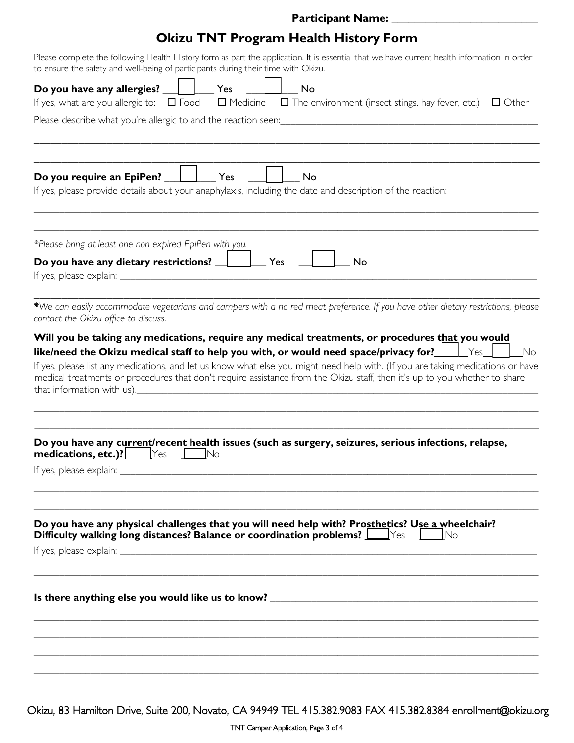**Participant Name: ___________________________**

# Okizu TNT Program Health History Form

Please complete the following Health History form as part the application. It is essential that we have current health information in order to ensure the safety and well-being of participants during their time with Okizu.

**Do you have any allergies?** ☐ **Yes** ☐ **No**

If yes, what are you allergic to: ☐ Food ☐ Medicine ☐ The environment (insect stings, hay fever, etc.) ☐ Other

Please describe what you're allergic to and the reaction seen:______________________________________________

___________________________________________________________________________________________

___________________________________________________________________________________________

**Do you require an EpiPen?** ☐ **Yes** ☐ **No**

If yes, please provide details about your anaphylaxis, including the date and description of the reaction:

___________________________________________________________________________________________

___________________________________________________________________________________________

*\*Please bring at least one non-expired EpiPen with you.*

**Do you have any dietary restrictions?** ☐ **Yes** ☐ **No**

If yes, please explain: ______________________________________________________________________________

___________________________________________________________________________________________

***We can easily accommodate vegetarians and campers with a no red meat preference. If you have other dietary restrictions, please contact the Okizu office to discuss.***

**Will you be taking any medications, require any medical treatments, or procedures that you would like/need the Okizu medical staff to help you with, or would need space/privacy for?** ☐ Yes ☐ No

If yes, please list any medications, and let us know what else you might need help with. (If you are taking medications or have medical treatments or procedures that don't require assistance from the Okizu staff, then it's up to you whether to share that information with us).______________________________________________________________________

___________________________________________________________________________________________

___________________________________________________________________________________________

**Do you have any current/recent health issues (such as surgery, seizures, serious infections, relapse, medications, etc.)?** ☐ Yes ☐ No

If yes, please explain: ______________________________________________________________________________

___________________________________________________________________________________________

___________________________________________________________________________________________

**Do you have any physical challenges that you will need help with? Prosthetics? Use a wheelchair? Difficulty walking long distances? Balance or coordination problems?** ☐ Yes ☐ No

If yes, please explain: ______________________________________________________________________________

___________________________________________________________________________________________

**Is there anything else you would like us to know?** ____________________________________________________

___________________________________________________________________________________________

___________________________________________________________________________________________

___________________________________________________________________________________________

___________________________________________________________________________________________

Okizu, 83 Hamilton Drive, Suite 200, Novato, CA 94949 TEL 415.382.9083 FAX 415.382.8384 enrollment@okizu.org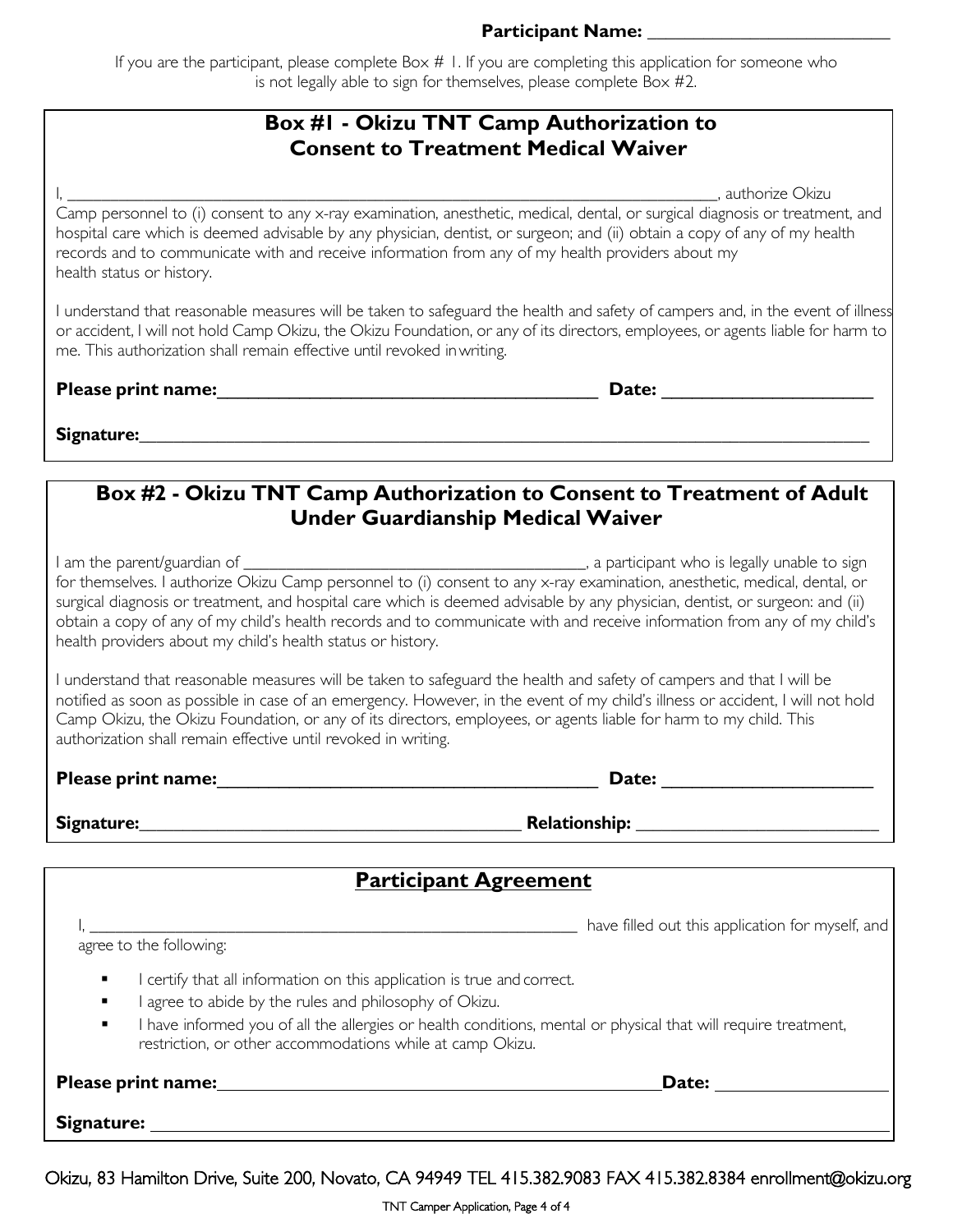**Participant Name:** ___________________________

If you are the participant, please complete Box # 1. If you are completing this application for someone who is not legally able to sign for themselves, please complete Box #2.

## Box #1 - Okizu TNT Camp Authorization to Consent to Treatment Medical Waiver

I, ______________________________________________________________________________, authorize Okizu Camp personnel to (i) consent to any x-ray examination, anesthetic, medical, dental, or surgical diagnosis or treatment, and hospital care which is deemed advisable by any physician, dentist, or surgeon; and (ii) obtain a copy of any of my health records and to communicate with and receive information from any of my health providers about my health status or history.

I understand that reasonable measures will be taken to safeguard the health and safety of campers and, in the event of illness or accident, I will not hold Camp Okizu, the Okizu Foundation, or any of its directors, employees, or agents liable for harm to me. This authorization shall remain effective until revoked in writing.

**Please print name:**__________________________________________ **Date:** _______________________

**Signature:**_____________________________________________________________________________________

## Box #2 - Okizu TNT Camp Authorization to Consent to Treatment of Adult Under Guardianship Medical Waiver

I am the parent/guardian of ____________________________________________, a participant who is legally unable to sign for themselves. I authorize Okizu Camp personnel to (i) consent to any x-ray examination, anesthetic, medical, dental, or surgical diagnosis or treatment, and hospital care which is deemed advisable by any physician, dentist, or surgeon: and (ii) obtain a copy of any of my child's health records and to communicate with and receive information from any of my child's health providers about my child's health status or history.

I understand that reasonable measures will be taken to safeguard the health and safety of campers and that I will be notified as soon as possible in case of an emergency. However, in the event of my child's illness or accident, I will not hold Camp Okizu, the Okizu Foundation, or any of its directors, employees, or agents liable for harm to my child. This authorization shall remain effective until revoked in writing.

**Please print name:**__________________________________________ **Date:** _______________________

**Signature:**_____________________________________________ **Relationship:** ____________________________

## Participant Agreement

I, ____________________________________________________________ have filled out this application for myself, and agree to the following:

- I certify that all information on this application is true and correct.
- I agree to abide by the rules and philosophy of Okizu.
- I have informed you of all the allergies or health conditions, mental or physical that will require treatment, restriction, or other accommodations while at camp Okizu.

**Please print name:**____________________________________________________**Date:** ___________________

**Signature:** _________________________________________________________________________________________

Okizu, 83 Hamilton Drive, Suite 200, Novato, CA 94949 TEL 415.382.9083 FAX 415.382.8384 enrollment@okizu.org